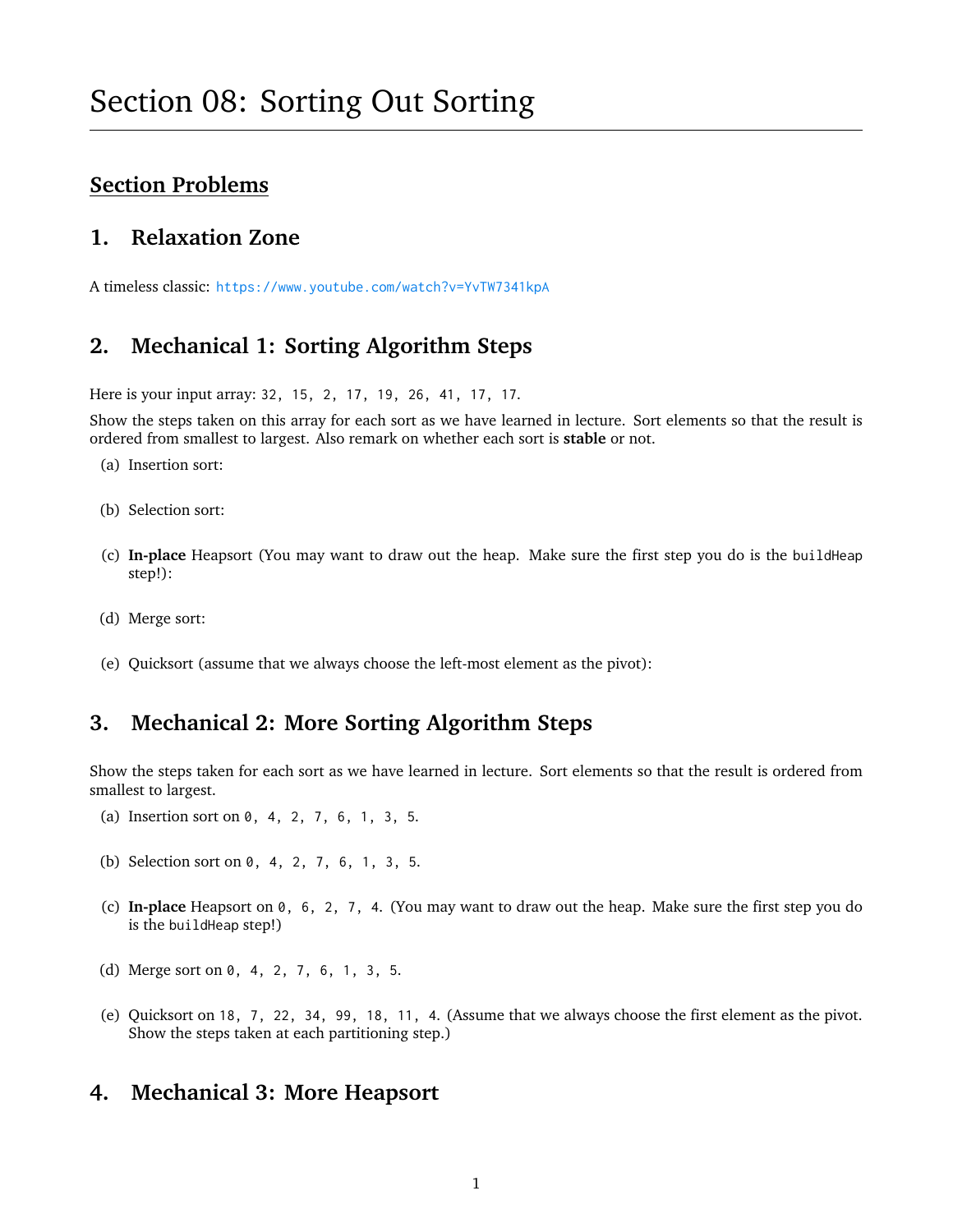# Section 08: Sorting Out Sorting

## Section Problems

## 1. Relaxation Zone

A timeless classic: https://www.youtube.com/watch?v=YvTW7341kpA

## 2. Mechanical 1: Sorting Algorithm Steps

Here is your input array: `32, 15, 2, 17, 19, 26, 41, 17, 17`.

Show the steps taken on this array for each sort as we have learned in lecture. Sort elements so that the result is ordered from smallest to largest. Also remark on whether each sort is **stable** or not.

(a) Insertion sort:

(b) Selection sort:

(c) **In-place** Heapsort (You may want to draw out the heap. Make sure the first step you do is the `buildHeap` step!):

(d) Merge sort:

(e) Quicksort (assume that we always choose the left-most element as the pivot):

## 3. Mechanical 2: More Sorting Algorithm Steps

Show the steps taken for each sort as we have learned in lecture. Sort elements so that the result is ordered from smallest to largest.

(a) Insertion sort on `0, 4, 2, 7, 6, 1, 3, 5`.

(b) Selection sort on `0, 4, 2, 7, 6, 1, 3, 5`.

(c) **In-place** Heapsort on `0, 6, 2, 7, 4`. (You may want to draw out the heap. Make sure the first step you do is the `buildHeap` step!)

(d) Merge sort on `0, 4, 2, 7, 6, 1, 3, 5`.

(e) Quicksort on `18, 7, 22, 34, 99, 18, 11, 4`. (Assume that we always choose the first element as the pivot. Show the steps taken at each partitioning step.)

## 4. Mechanical 3: More Heapsort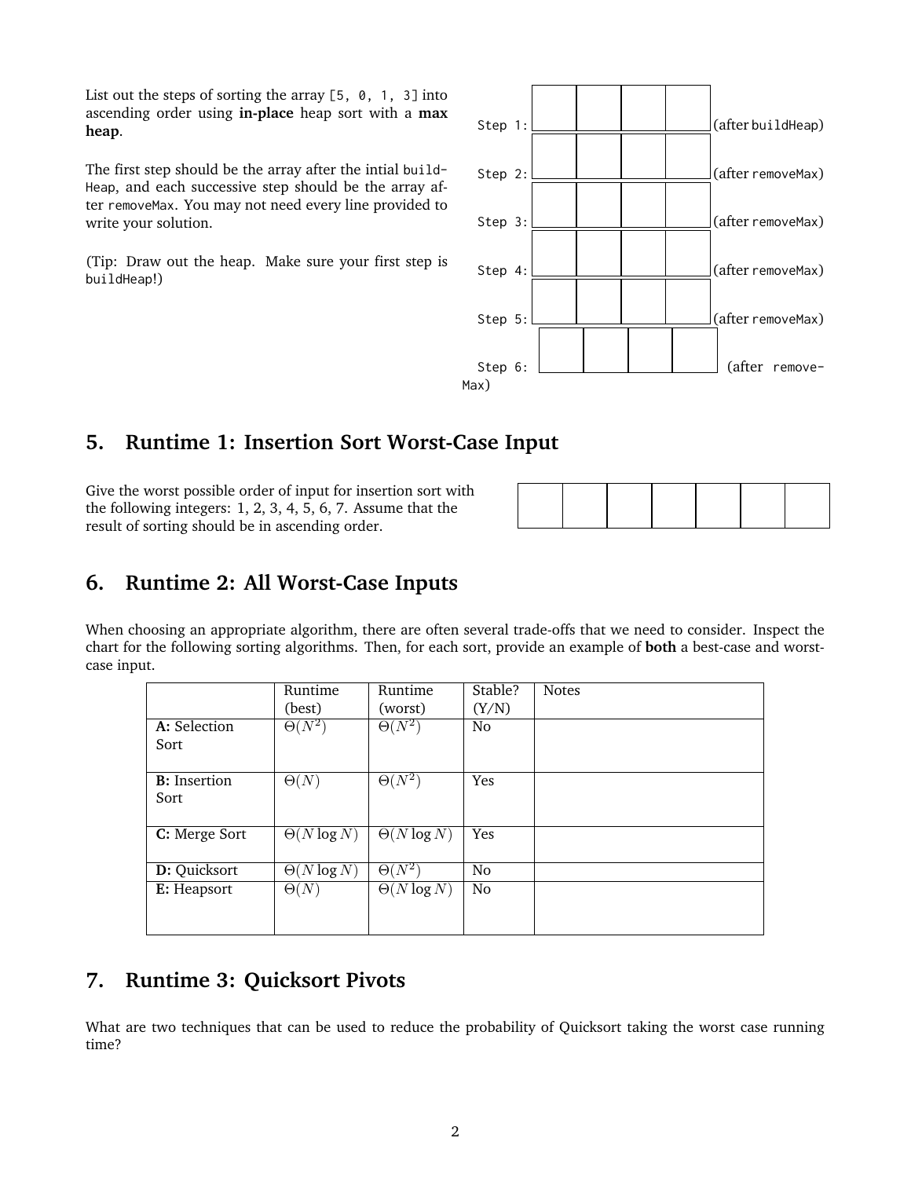List out the steps of sorting the array [5, 0, 1, 3] into ascending order using **in-place** heap sort with a **max heap**.

The first step should be the array after the intial buildHeap, and each successive step should be the array after removeMax. You may not need every line provided to write your solution.

(Tip: Draw out the heap. Make sure your first step is buildHeap!)

| | | | | | |
|---|---|---|---|---|---|
| Step 1: | | | | | (after buildHeap) |
| Step 2: | | | | | (after removeMax) |
| Step 3: | | | | | (after removeMax) |
| Step 4: | | | | | (after removeMax) |
| Step 5: | | | | | (after removeMax) |
| Step 6: | | | | | (after removeMax) |

## 5. Runtime 1: Insertion Sort Worst-Case Input

Give the worst possible order of input for insertion sort with the following integers: 1, 2, 3, 4, 5, 6, 7. Assume that the result of sorting should be in ascending order.

| | | | | | | |
|---|---|---|---|---|---|---|
| | | | | | | |

## 6. Runtime 2: All Worst-Case Inputs

When choosing an appropriate algorithm, there are often several trade-offs that we need to consider. Inspect the chart for the following sorting algorithms. Then, for each sort, provide an example of **both** a best-case and worst-case input.

| | Runtime (best) | Runtime (worst) | Stable? (Y/N) | Notes |
|---|---|---|---|---|
| **A:** Selection Sort | $\Theta(N^2)$ | $\Theta(N^2)$ | No | |
| **B:** Insertion Sort | $\Theta(N)$ | $\Theta(N^2)$ | Yes | |
| **C:** Merge Sort | $\Theta(N \log N)$ | $\Theta(N \log N)$ | Yes | |
| **D:** Quicksort | $\Theta(N \log N)$ | $\Theta(N^2)$ | No | |
| **E:** Heapsort | $\Theta(N)$ | $\Theta(N \log N)$ | No | |

## 7. Runtime 3: Quicksort Pivots

What are two techniques that can be used to reduce the probability of Quicksort taking the worst case running time?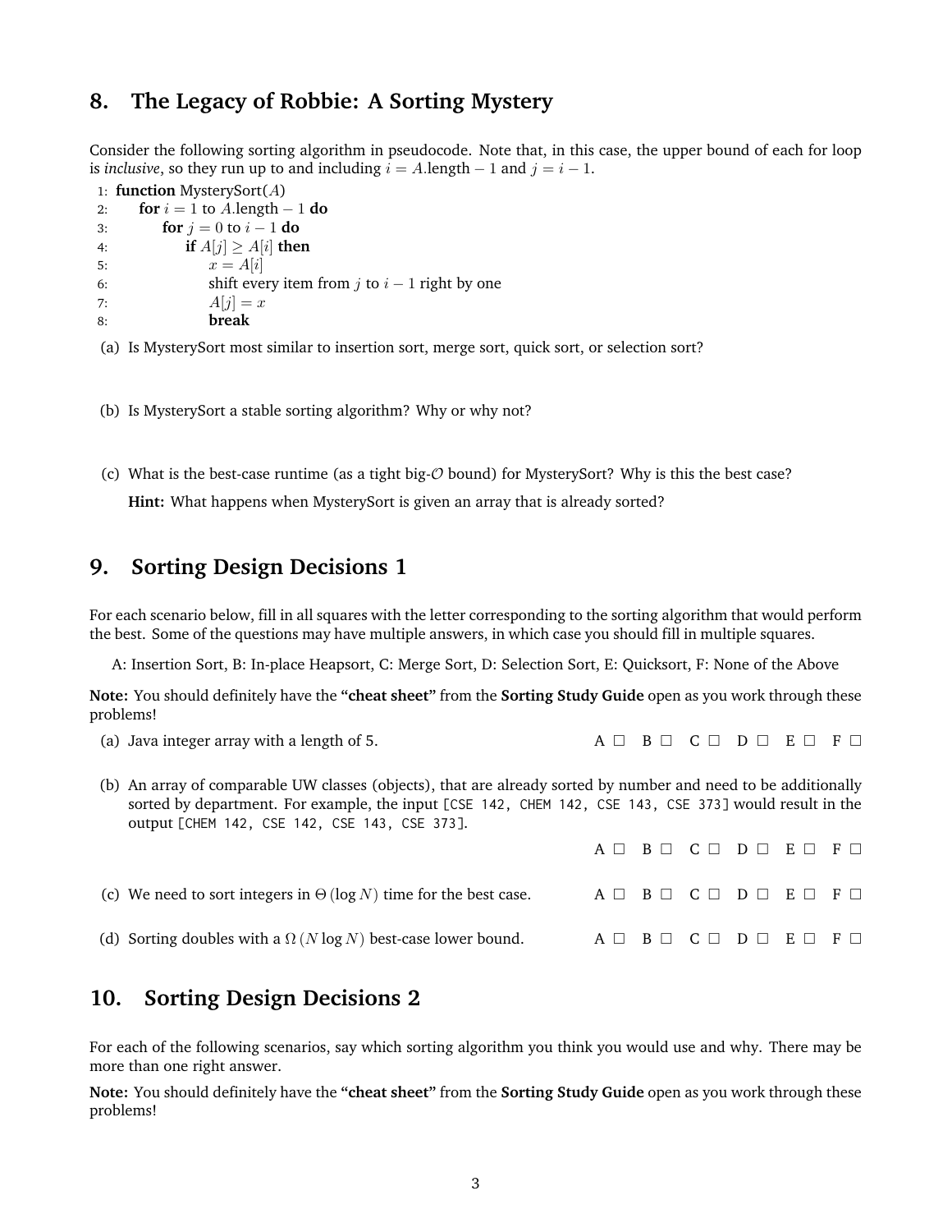## 8. The Legacy of Robbie: A Sorting Mystery

Consider the following sorting algorithm in pseudocode. Note that, in this case, the upper bound of each for loop is *inclusive*, so they run up to and including $i = A.\text{length} - 1$ and $j = i - 1$.

```
1: function MysterySort(A)
2:     for i = 1 to A.length − 1 do
3:         for j = 0 to i − 1 do
4:             if A[j] ≥ A[i] then
5:                 x = A[i]
6:                 shift every item from j to i − 1 right by one
7:                 A[j] = x
8:                 break
```

(a) Is MysterySort most similar to insertion sort, merge sort, quick sort, or selection sort?

(b) Is MysterySort a stable sorting algorithm? Why or why not?

(c) What is the best-case runtime (as a tight big-$\mathcal{O}$ bound) for MysterySort? Why is this the best case?

**Hint:** What happens when MysterySort is given an array that is already sorted?

## 9. Sorting Design Decisions 1

For each scenario below, fill in all squares with the letter corresponding to the sorting algorithm that would perform the best. Some of the questions may have multiple answers, in which case you should fill in multiple squares.

A: Insertion Sort, B: In-place Heapsort, C: Merge Sort, D: Selection Sort, E: Quicksort, F: None of the Above

**Note:** You should definitely have the **"cheat sheet"** from the **Sorting Study Guide** open as you work through these problems!

(a) Java integer array with a length of 5. A ☐ B ☐ C ☐ D ☐ E ☐ F ☐

(b) An array of comparable UW classes (objects), that are already sorted by number and need to be additionally sorted by department. For example, the input `[CSE 142, CHEM 142, CSE 143, CSE 373]` would result in the output `[CHEM 142, CSE 142, CSE 143, CSE 373]`.

A ☐ B ☐ C ☐ D ☐ E ☐ F ☐

(c) We need to sort integers in $\Theta(\log N)$ time for the best case. A ☐ B ☐ C ☐ D ☐ E ☐ F ☐

(d) Sorting doubles with a $\Omega(N \log N)$ best-case lower bound. A ☐ B ☐ C ☐ D ☐ E ☐ F ☐

## 10. Sorting Design Decisions 2

For each of the following scenarios, say which sorting algorithm you think you would use and why. There may be more than one right answer.

**Note:** You should definitely have the **"cheat sheet"** from the **Sorting Study Guide** open as you work through these problems!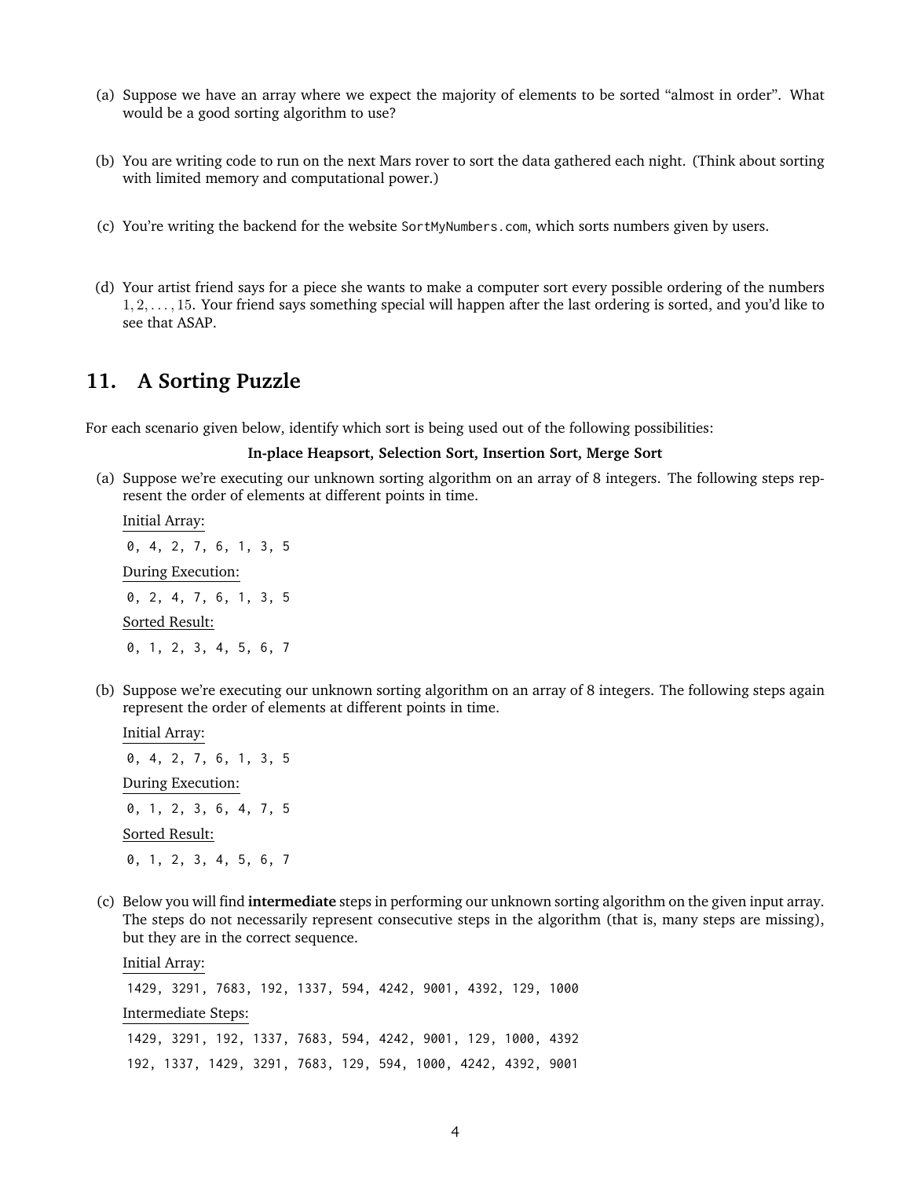(a) Suppose we have an array where we expect the majority of elements to be sorted "almost in order". What would be a good sorting algorithm to use?

(b) You are writing code to run on the next Mars rover to sort the data gathered each night. (Think about sorting with limited memory and computational power.)

(c) You're writing the backend for the website `SortMyNumbers.com`, which sorts numbers given by users.

(d) Your artist friend says for a piece she wants to make a computer sort every possible ordering of the numbers $1, 2, \ldots, 15$. Your friend says something special will happen after the last ordering is sorted, and you'd like to see that ASAP.

## 11. A Sorting Puzzle

For each scenario given below, identify which sort is being used out of the following possibilities:

**In-place Heapsort, Selection Sort, Insertion Sort, Merge Sort**

(a) Suppose we're executing our unknown sorting algorithm on an array of 8 integers. The following steps represent the order of elements at different points in time.

Initial Array:

```
0, 4, 2, 7, 6, 1, 3, 5
```

During Execution:

```
0, 2, 4, 7, 6, 1, 3, 5
```

Sorted Result:

```
0, 1, 2, 3, 4, 5, 6, 7
```

(b) Suppose we're executing our unknown sorting algorithm on an array of 8 integers. The following steps again represent the order of elements at different points in time.

Initial Array:

```
0, 4, 2, 7, 6, 1, 3, 5
```

During Execution:

```
0, 1, 2, 3, 6, 4, 7, 5
```

Sorted Result:

```
0, 1, 2, 3, 4, 5, 6, 7
```

(c) Below you will find **intermediate** steps in performing our unknown sorting algorithm on the given input array. The steps do not necessarily represent consecutive steps in the algorithm (that is, many steps are missing), but they are in the correct sequence.

Initial Array:

```
1429, 3291, 7683, 192, 1337, 594, 4242, 9001, 4392, 129, 1000
```

Intermediate Steps:

```
1429, 3291, 192, 1337, 7683, 594, 4242, 9001, 129, 1000, 4392
192, 1337, 1429, 3291, 7683, 129, 594, 1000, 4242, 4392, 9001
```